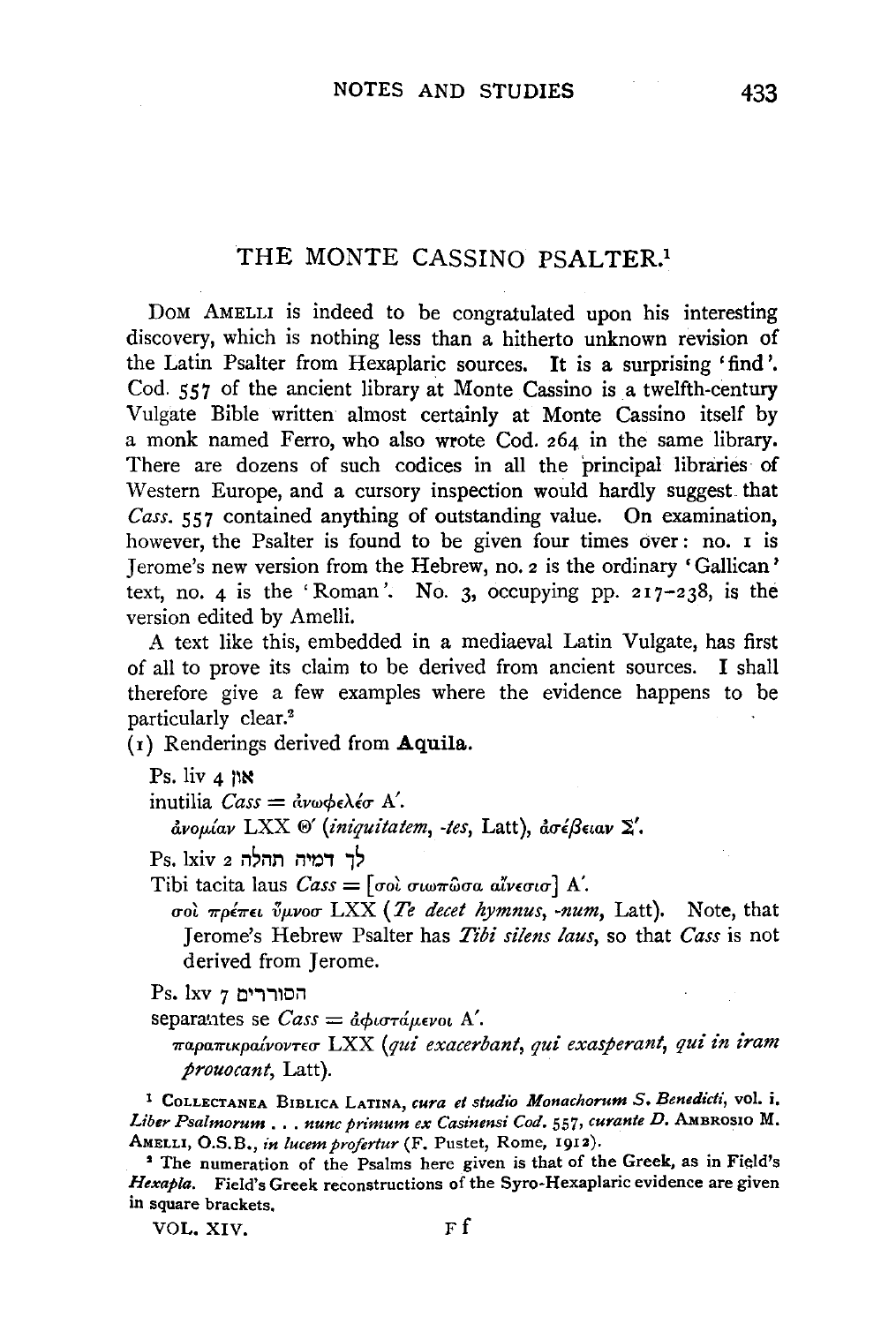# THE MONTE CASSINO PSALTER.[1]

DOM AMELLI is indeed to be congratulated upon his interesting discovery, which is nothing less than a hitherto unknown revision of the Latin Psalter from Hexaplaric sources. It is a surprising 'find'. Cod. 557 of the ancient library at Monte Cassino is a twelfth-century Vulgate Bible written almost certainly at Monte Cassino itself by a monk named Ferro, who also wrote Cod. 264 in the same library. There are dozens of such codices in all the principal libraries of Western Europe, and a cursory inspection would hardly suggest that *Cass.* 557 contained anything of outstanding value. On examination, however, the Psalter is found to be given four times over: no. 1 is Jerome's new version from the Hebrew, no. 2 is the ordinary 'Gallican' text, no. 4 is the 'Roman'. No. 3, occupying pp. 217–238, is the version edited by Amelli.

A text like this, embedded in a mediaeval Latin Vulgate, has first of all to prove its claim to be derived from ancient sources. I shall therefore give a few examples where the evidence happens to be particularly clear.[2]

(1) Renderings derived from **Aquila**.

Ps. liv 4 און

inutilia *Cass* = ἀνωφελέσ Α′.

ἀνομίαν LXX Θ′ (*iniquitatem*, *-tes*, Latt), ἀσέβειαν Σ′.

Ps. lxiv 2 לך דמיה תהלה

Tibi tacita laus *Cass* = [σοὶ σιωπῶσα αἴνεσισ] Α′.

σοὶ πρέπει ὕμνοσ LXX (*Te decet hymnus*, *-num*, Latt). Note, that Jerome's Hebrew Psalter has *Tibi silens laus*, so that *Cass* is not derived from Jerome.

Ps. lxv 7 הסוררים

separantes se *Cass* = ἀφιστάμενοι Α′.

παραπικραίνοντεσ LXX (*qui exacerbant*, *qui exasperant*, *qui in iram prouocant*, Latt).

[1] COLLECTANEA BIBLICA LATINA, *cura et studio Monachorum S. Benedicti*, vol. i. *Liber Psalmorum . . . nunc primum ex Casinensi Cod.* 557, *curante D.* AMBROSIO M. AMELLI, O.S.B., *in lucem profertur* (F. Pustet, Rome, 1912).

[2] The numeration of the Psalms here given is that of the Greek, as in Field's *Hexapla*. Field's Greek reconstructions of the Syro-Hexaplaric evidence are given in square brackets.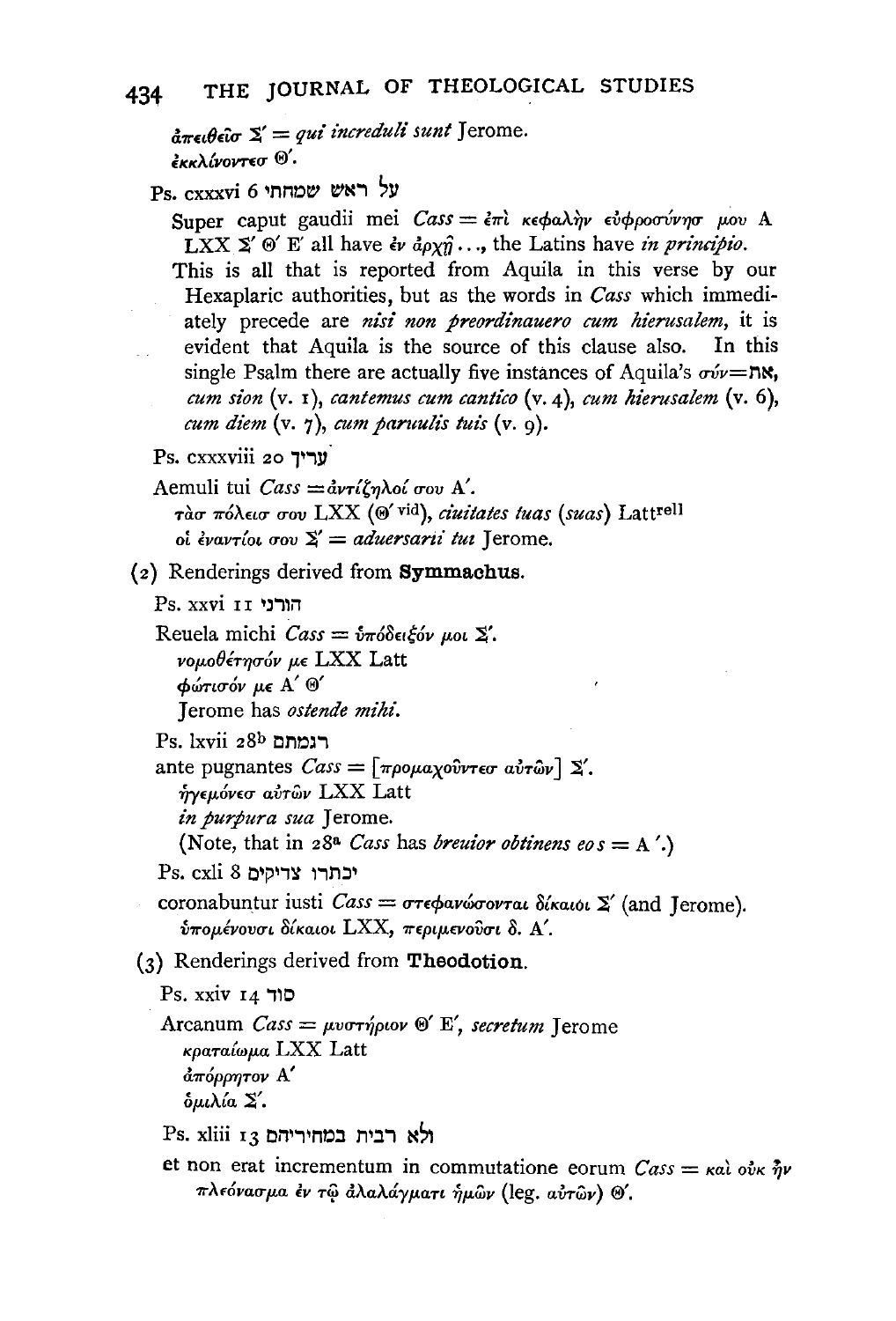ἀπειθεῖσ Σ′ = *qui increduli sunt* Jerome.
ἐκκλίνοντεσ Θ′.

Ps. cxxxvi 6 על ראש שמחתי

Super caput gaudii mei *Cass* = ἐπὶ κεφαλὴν εὐφροσύνησ μου A
LXX Σ′ Θ′ E′ all have ἐν ἀρχῇ . . ., the Latins have *in principio*.

This is all that is reported from Aquila in this verse by our Hexaplaric authorities, but as the words in *Cass* which immediately precede are *nisi non preordinauero cum hierusalem*, it is evident that Aquila is the source of this clause also. In this single Psalm there are actually five instances of Aquila's σύν=את, *cum sion* (v. 1), *cantemus cum cantico* (v. 4), *cum hierusalem* (v. 6), *cum diem* (v. 7), *cum paruulis tuis* (v. 9).

Ps. cxxxviii 20 עריך

Aemuli tui *Cass* = ἀντίζηλοί σου A′.
τὰσ πόλεισ σου LXX (Θ′ vid), *ciuitates tuas* (*suas*) Latt[rell]
οἱ ἐναντίοι σου Σ′ = *aduersarii tui* Jerome.

(2) Renderings derived from **Symmachus**.

Ps. xxvi 11 הורני

Reuela michi *Cass* = ὑπόδειξόν μοι Σ′.
νομοθέτησόν με LXX Latt
φώτισόν με A′ Θ′
Jerome has *ostende mihi*.

Ps. lxvii 28b רגמתם

ante pugnantes *Cass* = [προμαχοῦντεσ αὐτῶν] Σ′.
ἡγεμόνεσ αὐτῶν LXX Latt
*in purpura sua* Jerome.
(Note, that in 28a *Cass* has *breuior obtinens eos* = A′.)

Ps. cxli 8 יכתרו צדיקים

coronabuntur iusti *Cass* = στεφανώσονται δίκαιοι Σ′ (and Jerome).
ὑπομένουσι δίκαιοι LXX, περιμενοῦσι δ. A′.

(3) Renderings derived from **Theodotion**.

Ps. xxiv 14 סוד

Arcanum *Cass* = μυστήριον Θ′ E′, *secretum* Jerome
κραταίωμα LXX Latt
ἀπόρρητον A′
ὁμιλία Σ′.

Ps. xliii 13 ולא רבית במחיריהם

et non erat incrementum in commutatione eorum *Cass* = καὶ οὐκ ἦν πλεόνασμα ἐν τῷ ἀλλάγματι ἡμῶν (leg. αὐτῶν) Θ′.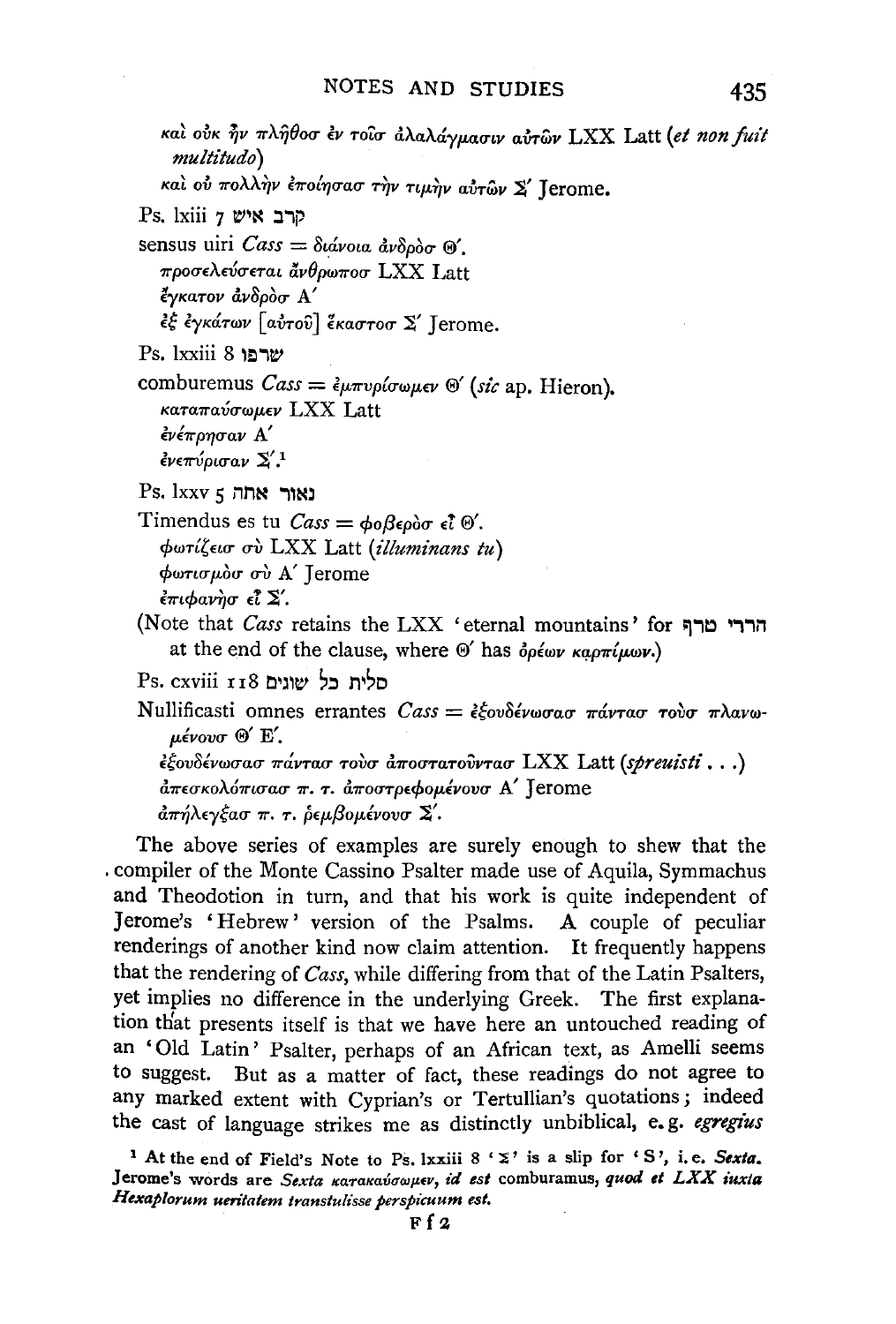καὶ οὐκ ἦν πλῆθοσ ἐν τοῖσ ἀλλάγμασιν αὐτῶν LXX Latt (*et non fuit multitudo*)

καὶ οὐ πολλὴν ἐποίησασ τὴν τιμὴν αὐτῶν Σ′ Jerome.

Ps. lxiii 7 קרב איש

sensus uiri *Cass* = διάνοια ἀνδρὸσ Θ′.

προσελεύσεται ἄνθρωποσ LXX Latt

ἔγκατον ἀνδρὸσ Α′

ἐξ ἐγκάτων [αὐτοῦ] ἕκαστοσ Σ′ Jerome.

Ps. lxxiii 8 שרפו

comburemus *Cass* = ἐμπυρίσωμεν Θ′ (*sic* ap. Hieron).

καταπαύσωμεν LXX Latt

ἐνέπρησαν Α′

ἐνεπύρισαν Σ′.[1]

Ps. lxxv 5 נאור אתה

Timendus es tu *Cass* = φοβερὸσ εἶ Θ′.

φωτίζεισ σὺ LXX Latt (*illuminans tu*)

φωτισμὸσ σὺ Α′ Jerome

ἐπιφανὴσ εἶ Σ′.

(Note that *Cass* retains the LXX 'eternal mountains' for הררי טרף at the end of the clause, where Θ′ has ὀρέων καρπίμων.)

Ps. cxviii 118 סלית כל שוגים

Nullificasti omnes errantes *Cass* = ἐξουδένωσασ πάντασ τοὺσ πλανωμένουσ Θ′ Ε′.

ἐξουδένωσασ πάντασ τοὺσ ἀποστατοῦντασ LXX Latt (*spreuisti* . . .)

ἀπεσκολόπισασ π. τ. ἀποστρεφομένουσ Α′ Jerome

ἀπήλεγξασ π. τ. ῥεμβομένουσ Σ′.

The above series of examples are surely enough to shew that the compiler of the Monte Cassino Psalter made use of Aquila, Symmachus and Theodotion in turn, and that his work is quite independent of Jerome's 'Hebrew' version of the Psalms. A couple of peculiar renderings of another kind now claim attention. It frequently happens that the rendering of *Cass*, while differing from that of the Latin Psalters, yet implies no difference in the underlying Greek. The first explanation that presents itself is that we have here an untouched reading of an 'Old Latin' Psalter, perhaps of an African text, as Amelli seems to suggest. But as a matter of fact, these readings do not agree to any marked extent with Cyprian's or Tertullian's quotations; indeed the cast of language strikes me as distinctly unbiblical, e.g. *egregius*

[1] At the end of Field's Note to Ps. lxxiii 8 'Σ' is a slip for 'S', i.e. *Sexta*. Jerome's words are *Sexta κατακαύσωμεν, id est* comburamus, *quod et LXX iuxta Hexaplorum ueritatem transtulisse perspicuum est.*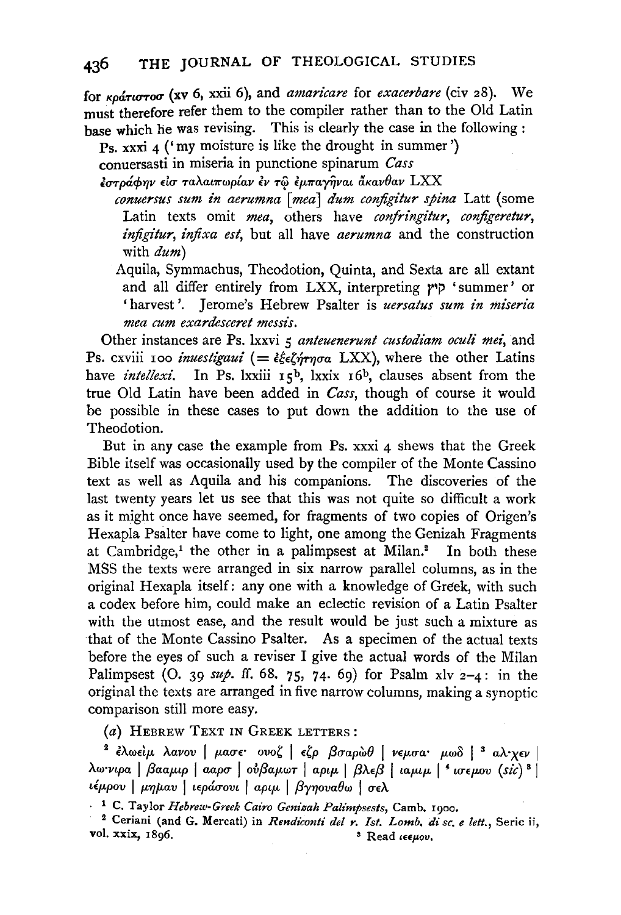for *κράτιστοσ* (xv 6, xxii 6), and *amaricare* for *exacerbare* (civ 28). We must therefore refer them to the compiler rather than to the Old Latin base which he was revising. This is clearly the case in the following:

Ps. xxxi 4 ('my moisture is like the drought in summer')

conuersasti in miseria in punctione spinarum *Cass*

*ἐστράφην εἰσ ταλαιπωρίαν ἐν τῷ ἐμπαγῆναι ἄκανθαν* LXX

> *conuersus sum in aerumna [mea] dum configitur spina* Latt (some Latin texts omit *mea*, others have *confringitur*, *configeretur*, *infigitur*, *infixa est*, but all have *aerumna* and the construction with *dum*)
>
> Aquila, Symmachus, Theodotion, Quinta, and Sexta are all extant and all differ entirely from LXX, interpreting קיץ 'summer' or 'harvest'. Jerome's Hebrew Psalter is *uersatus sum in miseria mea cum exardesceret messis*.

Other instances are Ps. lxxvi 5 *anteuenerunt custodiam oculi mei*, and Ps. cxviii 100 *inuestigaui* (= *ἐξεζήτησα* LXX), where the other Latins have *intellexi*. In Ps. lxxiii 15b, lxxix 16b, clauses absent from the true Old Latin have been added in *Cass*, though of course it would be possible in these cases to put down the addition to the use of Theodotion.

But in any case the example from Ps. xxxi 4 shews that the Greek Bible itself was occasionally used by the compiler of the Monte Cassino text as well as Aquila and his companions. The discoveries of the last twenty years let us see that this was not quite so difficult a work as it might once have seemed, for fragments of two copies of Origen's Hexapla Psalter have come to light, one among the Genizah Fragments at Cambridge,[1] the other in a palimpsest at Milan.[2] In both these MSS the texts were arranged in six narrow parallel columns, as in the original Hexapla itself: any one with a knowledge of Greek, with such a codex before him, could make an eclectic revision of a Latin Psalter with the utmost ease, and the result would be just such a mixture as that of the Monte Cassino Psalter. As a specimen of the actual texts before the eyes of such a reviser I give the actual words of the Milan Palimpsest (O. 39 *sup.* ff. 68. 75, 74. 69) for Psalm xlv 2–4: in the original the texts are arranged in five narrow columns, making a synoptic comparison still more easy.

(*a*) Hebrew Text in Greek letters:

[2] ἐλωεὶμ λανου | μασε· ουοζ | εζρ βσαρὼθ | νεμσα· μωδ | [3] αλ·χεν | λω·νιρα | βααμιρ | ααρσ | οὐβαμωτ | αριμ | βλεβ | ιαμιμ | [4] ισεμου (*sic*)[3] | ιέμρου | μημαν | ιεράσουι | αριμ | βγηουαθω | σελ

[1] C. Taylor *Hebrew-Greek Cairo Genizah Palimpsests*, Camb. 1900.

[2] Ceriani (and G. Mercati) in *Rendiconti del r. Ist. Lomb. di sc. e lett.*, Serie ii, vol. xxix, 1896.

[3] Read ιεεμου.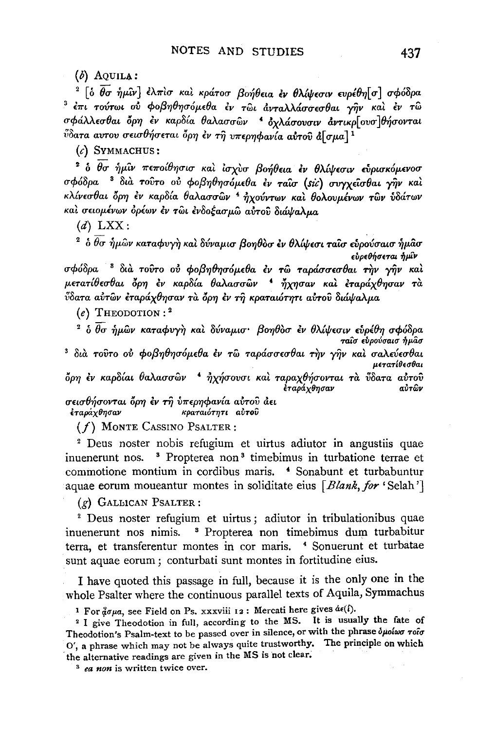(*b*) Aquila:

[2] [ὁ θ̅σ̅ ἡμῖν] ἐλπὶσ καὶ κράτοσ βοήθεια ἐν θλίψεσιν ευρέθη[σ] σφόδρα [3] ἐπι τούτωι οὐ φοβηθησόμεθα ἐν τῶι ἀνταλλάσσεσθαι γῆν καὶ ἐν τῶ σφάλλεσθαι ὄρη ἐν καρδία θαλασσῶν [4] ὀχλάσουσιν ἀντικρ[ουσ]θήσονται ὕδατα αυτου σεισθήσεται ὄρη ἐν τῇ υπερηφανία αὐτοῦ ἄ[σμα][1]

(*c*) Symmachus:

[2] ὁ θ̅σ̅ ἡμῖν πεποίθησισ καὶ ἰσχὺσ βοήθεια ἐν θλίψεσιν εὑρισκόμενοσ σφόδρα [3] διὰ τοῦτο οὐ φοβηθησόμεθα ἐν ταῖσ (*sic*) συγχεῖσθαι γῆν καὶ κλίνεσθαι ὄρη ἐν καρδία θαλασσῶν [4] ἠχούντων καὶ θολουμένων τῶν ὑδάτων καὶ σειομένων ὀρέων ἐν τῶι ἐνδοξασμῶ αὐτοῦ διάψαλμα

(*d*) LXX:

[2] ὁ θ̅σ̅ ἡμῶν καταφυγὴ καὶ δύναμισ βοηθὸσ ἐν θλίψεσι ταῖσ εὑρούσαισ ἡμᾶσ
εὑρεθήσεται ἡμῖν
σφόδρα [3] διὰ τοῦτο οὐ φοβηθησόμεθα ἐν τῶ ταράσσεσθαι τὴν γῆν καὶ μετατίθεσθαι ὄρη ἐν καρδία θαλασσῶν [4] ἤχησαν καὶ ἐταράχθησαν τὰ ὕδατα αὐτῶν ἐταράχθησαν τὰ ὄρη ἐν τῇ κραταιότητι αὐτοῦ διάψαλμα

(*e*) Theodotion:[2]

[2] ὁ θ̅σ̅ ἡμῶν καταφυγὴ καὶ δύναμισ· βοηθὸσ ἐν θλίψεσιν εὑρέθη σφόδρα
ταῖσ εὑρούσαισ ἡμᾶσ
[3] διὰ τοῦτο οὐ φοβηθησόμεθα ἐν τῶ ταράσσεσθαι τὴν γῆν καὶ σαλεύεσθαι
μετατίθεσθαι
ὄρη ἐν καρδίαι θαλασσῶν [4] ἠχήσουσι καὶ ταραχθήσονται τὰ ὕδατα αὐτοῦ
ἐταράχθησαν αὐτῶν
σεισθήσονται ὄρη ἐν τῇ ὑπερηφανία αὐτοῦ ἀει
ἐταράχθησαν κραταιότητι αὐτοῦ

(*f*) Monte Cassino Psalter:

[2] Deus noster nobis refugium et uirtus adiutor in angustiis quae inuenerunt nos. [3] Propterea non[3] timebimus in turbatione terrae et commotione montium in cordibus maris. [4] Sonabunt et turbabuntur aquae eorum moueantur montes in soliditate eius [*Blank, for* 'Selah']

(*g*) Gallican Psalter:

[2] Deus noster refugium et uirtus; adiutor in tribulationibus quae inuenerunt nos nimis. [3] Propterea non timebimus dum turbabitur terra, et transferentur montes in cor maris. [4] Sonuerunt et turbatae sunt aquae eorum; conturbati sunt montes in fortitudine eius.

I have quoted this passage in full, because it is the only one in the whole Psalter where the continuous parallel texts of Aquila, Symmachus

[1] For ᾆσμα, see Field on Ps. xxxviii 12: Mercati here gives ἀε(ί).

[2] I give Theodotion in full, according to the MS. It is usually the fate of Theodotion's Psalm-text to be passed over in silence, or with the phrase ὁμοίωσ τοῖσ O′, a phrase which may not be always quite trustworthy. The principle on which the alternative readings are given in the MS is not clear.

[3] *ea non* is written twice over.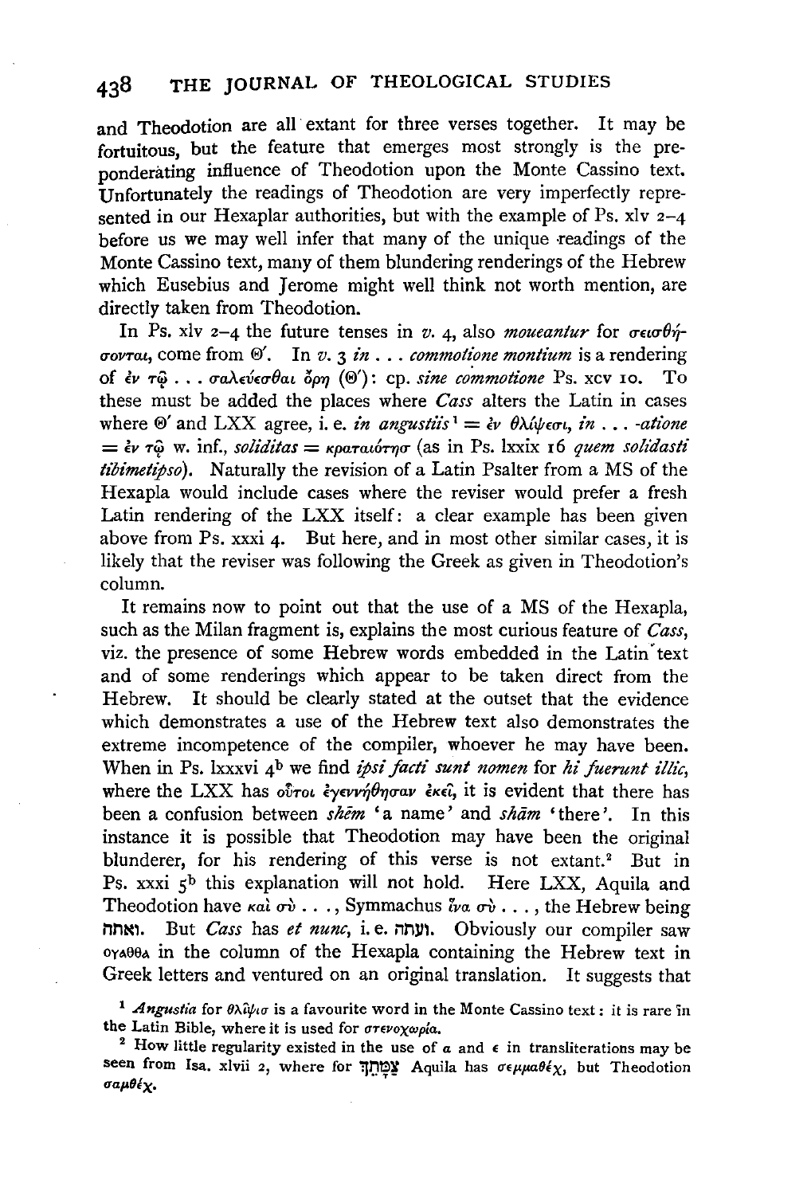and Theodotion are all extant for three verses together. It may be fortuitous, but the feature that emerges most strongly is the preponderating influence of Theodotion upon the Monte Cassino text. Unfortunately the readings of Theodotion are very imperfectly represented in our Hexaplar authorities, but with the example of Ps. xlv 2–4 before us we may well infer that many of the unique readings of the Monte Cassino text, many of them blundering renderings of the Hebrew which Eusebius and Jerome might well think not worth mention, are directly taken from Theodotion.

In Ps. xlv 2–4 the future tenses in *v.* 4, also *moueantur* for σεισθήσονται, come from Θ′. In *v.* 3 *in . . . commotione montium* is a rendering of ἐν τῷ . . . σαλεύεσθαι ὄρη (Θ′): cp. *sine commotione* Ps. xcv 10. To these must be added the places where *Cass* alters the Latin in cases where Θ′ and LXX agree, i. e. *in angustiis*[1] = ἐν θλίψεσι, *in . . . -atione* = ἐν τῷ w. inf., *soliditas* = κραταιότησ (as in Ps. lxxix 16 *quem solidasti tibimetipso*). Naturally the revision of a Latin Psalter from a MS of the Hexapla would include cases where the reviser would prefer a fresh Latin rendering of the LXX itself: a clear example has been given above from Ps. xxxi 4. But here, and in most other similar cases, it is likely that the reviser was following the Greek as given in Theodotion's column.

It remains now to point out that the use of a MS of the Hexapla, such as the Milan fragment is, explains the most curious feature of *Cass*, viz. the presence of some Hebrew words embedded in the Latin text and of some renderings which appear to be taken direct from the Hebrew. It should be clearly stated at the outset that the evidence which demonstrates a use of the Hebrew text also demonstrates the extreme incompetence of the compiler, whoever he may have been. When in Ps. lxxxvi 4[b] we find *ipsi facti sunt nomen* for *hi fuerunt illic*, where the LXX has οὗτοι ἐγεννήθησαν ἐκεῖ, it is evident that there has been a confusion between *shēm* 'a name' and *shām* 'there'. In this instance it is possible that Theodotion may have been the original blunderer, for his rendering of this verse is not extant.[2] But in Ps. xxxi 5[b] this explanation will not hold. Here LXX, Aquila and Theodotion have καὶ σὺ . . ., Symmachus ἵνα σὺ . . ., the Hebrew being ואתה. But *Cass* has *et nunc*, i. e. ועתה. Obviously our compiler saw ΟΥΑΘΘΑ in the column of the Hexapla containing the Hebrew text in Greek letters and ventured on an original translation. It suggests that

[1] *Angustia* for θλῖψισ is a favourite word in the Monte Cassino text: it is rare in the Latin Bible, where it is used for στενοχωρία.

[2] How little regularity existed in the use of α and ε in transliterations may be seen from Isa. xlvii 2, where for צַמָּתֵךְ Aquila has σεμμαθέχ, but Theodotion σαμθέχ.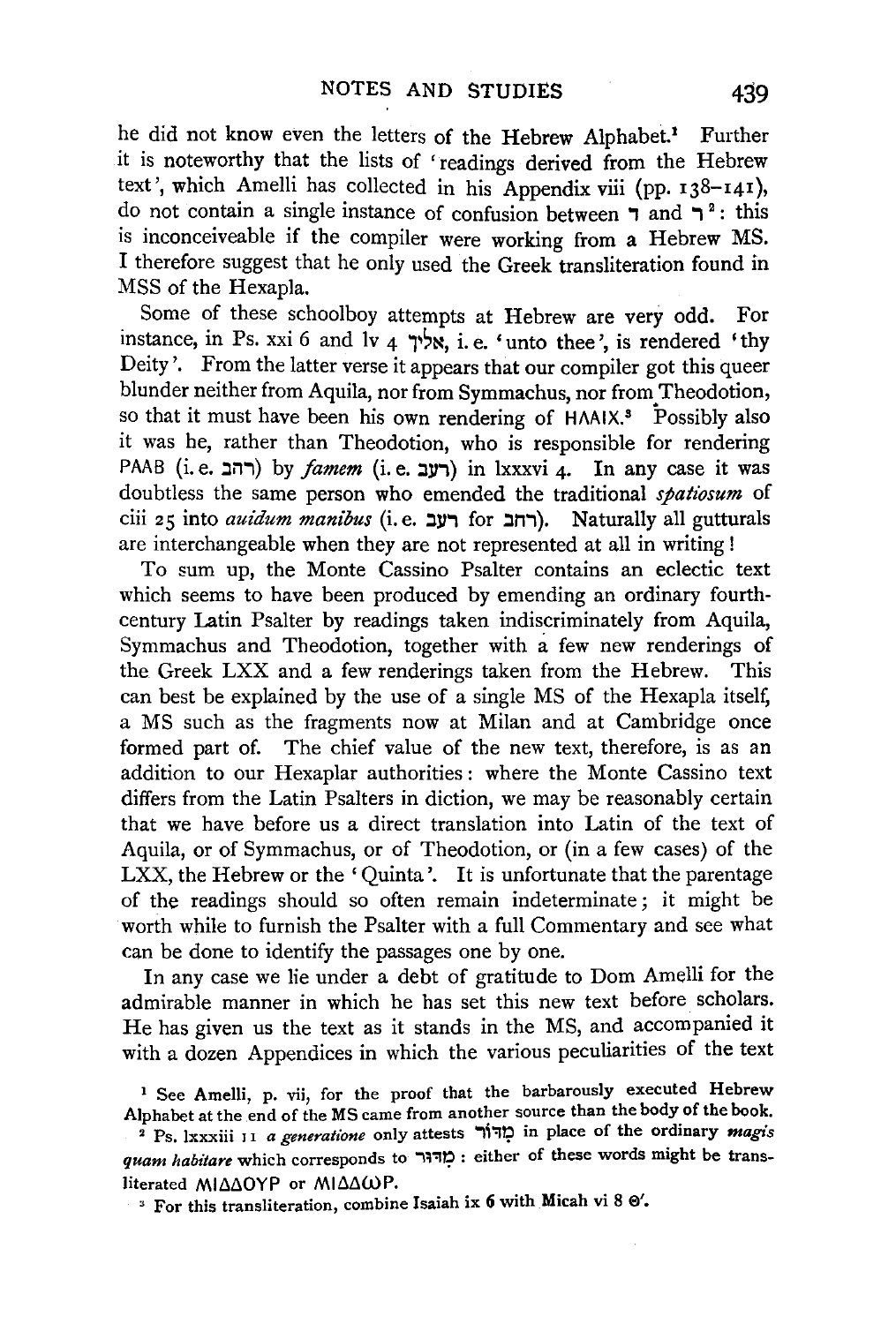he did not know even the letters of the Hebrew Alphabet.[1] Further it is noteworthy that the lists of 'readings derived from the Hebrew text', which Amelli has collected in his Appendix viii (pp. 138–141), do not contain a single instance of confusion between ד and ר[2]: this is inconceiveable if the compiler were working from a Hebrew MS. I therefore suggest that he only used the Greek transliteration found in MSS of the Hexapla.

Some of these schoolboy attempts at Hebrew are very odd. For instance, in Ps. xxi 6 and lv 4 אליך, i. e. 'unto thee', is rendered 'thy Deity'. From the latter verse it appears that our compiler got this queer blunder neither from Aquila, nor from Symmachus, nor from Theodotion, so that it must have been his own rendering of ΗΛΑΙΧ.[3] Possibly also it was he, rather than Theodotion, who is responsible for rendering ΡΑΑΒ (i. e. רהב) by *famem* (i. e. רעב) in lxxxvi 4. In any case it was doubtless the same person who emended the traditional *spatiosum* of ciii 25 into *auidum manibus* (i. e. רעב for רחב). Naturally all gutturals are interchangeable when they are not represented at all in writing!

To sum up, the Monte Cassino Psalter contains an eclectic text which seems to have been produced by emending an ordinary fourth-century Latin Psalter by readings taken indiscriminately from Aquila, Symmachus and Theodotion, together with a few new renderings of the Greek LXX and a few renderings taken from the Hebrew. This can best be explained by the use of a single MS of the Hexapla itself, a MS such as the fragments now at Milan and at Cambridge once formed part of. The chief value of the new text, therefore, is as an addition to our Hexaplar authorities: where the Monte Cassino text differs from the Latin Psalters in diction, we may be reasonably certain that we have before us a direct translation into Latin of the text of Aquila, or of Symmachus, or of Theodotion, or (in a few cases) of the LXX, the Hebrew or the 'Quinta'. It is unfortunate that the parentage of the readings should so often remain indeterminate; it might be worth while to furnish the Psalter with a full Commentary and see what can be done to identify the passages one by one.

In any case we lie under a debt of gratitude to Dom Amelli for the admirable manner in which he has set this new text before scholars. He has given us the text as it stands in the MS, and accompanied it with a dozen Appendices in which the various peculiarities of the text

[1] See Amelli, p. vii, for the proof that the barbarously executed Hebrew Alphabet at the end of the MS came from another source than the body of the book.

[2] Ps. lxxxiii 11 *a generatione* only attests מִדּוֹר in place of the ordinary *magis quam habitare* which corresponds to מִדּוּר: either of these words might be transliterated ΜΙΔΔΟΥΡ or ΜΙΔΔΩΡ.

[3] For this transliteration, combine Isaiah ix 6 with Micah vi 8 Θ'.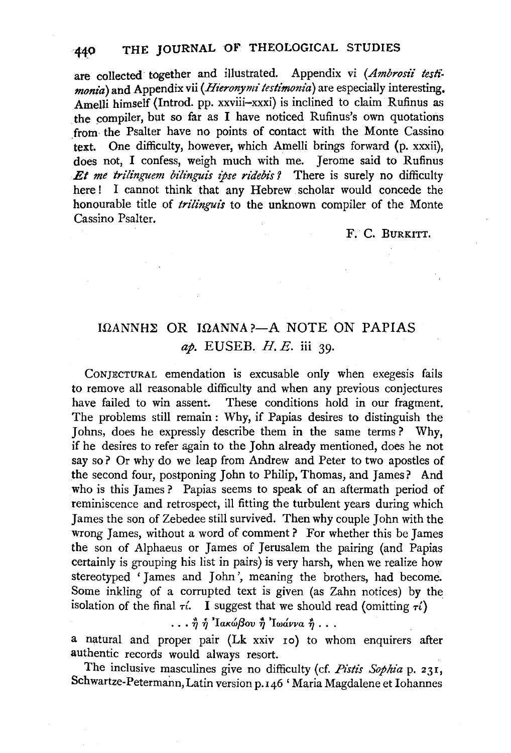are collected together and illustrated. Appendix vi (*Ambrosii testimonia*) and Appendix vii (*Hieronymi testimonia*) are especially interesting. Amelli himself (Introd. pp. xxviii–xxxi) is inclined to claim Rufinus as the compiler, but so far as I have noticed Rufinus's own quotations from the Psalter have no points of contact with the Monte Cassino text. One difficulty, however, which Amelli brings forward (p. xxxii), does not, I confess, weigh much with me. Jerome said to Rufinus *Et me trilinguem bilinguis ipse ridebis?* There is surely no difficulty here! I cannot think that any Hebrew scholar would concede the honourable title of *trilinguis* to the unknown compiler of the Monte Cassino Psalter.

F. C. BURKITT.

## ΙΩΑΝΝΗΣ OR ΙΩΑΝΝΑ?—A NOTE ON PAPIAS *ap.* EUSEB. *H. E.* iii 39.

CONJECTURAL emendation is excusable only when exegesis fails to remove all reasonable difficulty and when any previous conjectures have failed to win assent. These conditions hold in our fragment. The problems still remain: Why, if Papias desires to distinguish the Johns, does he expressly describe them in the same terms? Why, if he desires to refer again to the John already mentioned, does he not say so? Or why do we leap from Andrew and Peter to two apostles of the second four, postponing John to Philip, Thomas, and James? And who is this James? Papias seems to speak of an aftermath period of reminiscence and retrospect, ill fitting the turbulent years during which James the son of Zebedee still survived. Then why couple John with the wrong James, without a word of comment? For whether this be James the son of Alphaeus or James of Jerusalem the pairing (and Papias certainly is grouping his list in pairs) is very harsh, when we realize how stereotyped 'James and John', meaning the brothers, had become. Some inkling of a corrupted text is given (as Zahn notices) by the isolation of the final τί. I suggest that we should read (omitting τί)

. . . ἢ ἡ Ἰακώβου ἢ Ἰωάννα ἢ . . .

a natural and proper pair (Lk xxiv 10) to whom enquirers after authentic records would always resort.

The inclusive masculines give no difficulty (cf. *Pistis Sophia* p. 231, Schwartze-Petermann, Latin version p. 146 'Maria Magdalene et Iohannes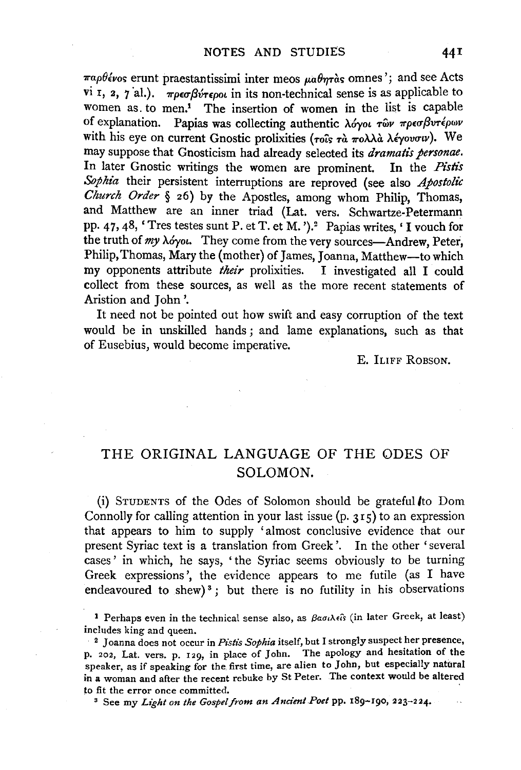παρθένος erunt praestantissimi inter meos μαθητὰς omnes'; and see Acts vi 1, 2, 7 al.). πρεσβύτεροι in its non-technical sense is as applicable to women as to men.[1] The insertion of women in the list is capable of explanation. Papias was collecting authentic λόγοι τῶν πρεσβυτέρων with his eye on current Gnostic prolixities (τοῖς τὰ πολλὰ λέγουσιν). We may suppose that Gnosticism had already selected its *dramatis personae*. In later Gnostic writings the women are prominent. In the *Pistis Sophia* their persistent interruptions are reproved (see also *Apostolic Church Order* § 26) by the Apostles, among whom Philip, Thomas, and Matthew are an inner triad (Lat. vers. Schwartze-Petermann pp. 47, 48, 'Tres testes sunt P. et T. et M.').[2] Papias writes, 'I vouch for the truth of *my* λόγοι. They come from the very sources—Andrew, Peter, Philip, Thomas, Mary the (mother) of James, Joanna, Matthew—to which my opponents attribute *their* prolixities. I investigated all I could collect from these sources, as well as the more recent statements of Aristion and John'.

It need not be pointed out how swift and easy corruption of the text would be in unskilled hands; and lame explanations, such as that of Eusebius, would become imperative.

E. ILIFF ROBSON.

## THE ORIGINAL LANGUAGE OF THE ODES OF SOLOMON.

(i) STUDENTS of the Odes of Solomon should be grateful to Dom Connolly for calling attention in your last issue (p. 315) to an expression that appears to him to supply 'almost conclusive evidence that our present Syriac text is a translation from Greek'. In the other 'several cases' in which, he says, 'the Syriac seems obviously to be turning Greek expressions', the evidence appears to me futile (as I have endeavoured to shew)[3]; but there is no futility in his observations

[1] Perhaps even in the technical sense also, as βασιλεῖς (in later Greek, at least) includes king and queen.

[2] Joanna does not occur in *Pistis Sophia* itself, but I strongly suspect her presence, p. 202, Lat. vers. p. 129, in place of John. The apology and hesitation of the speaker, as if speaking for the first time, are alien to John, but especially natural in a woman and after the recent rebuke by St Peter. The context would be altered to fit the error once committed.

[3] See my *Light on the Gospel from an Ancient Poet* pp. 189–190, 223–224.